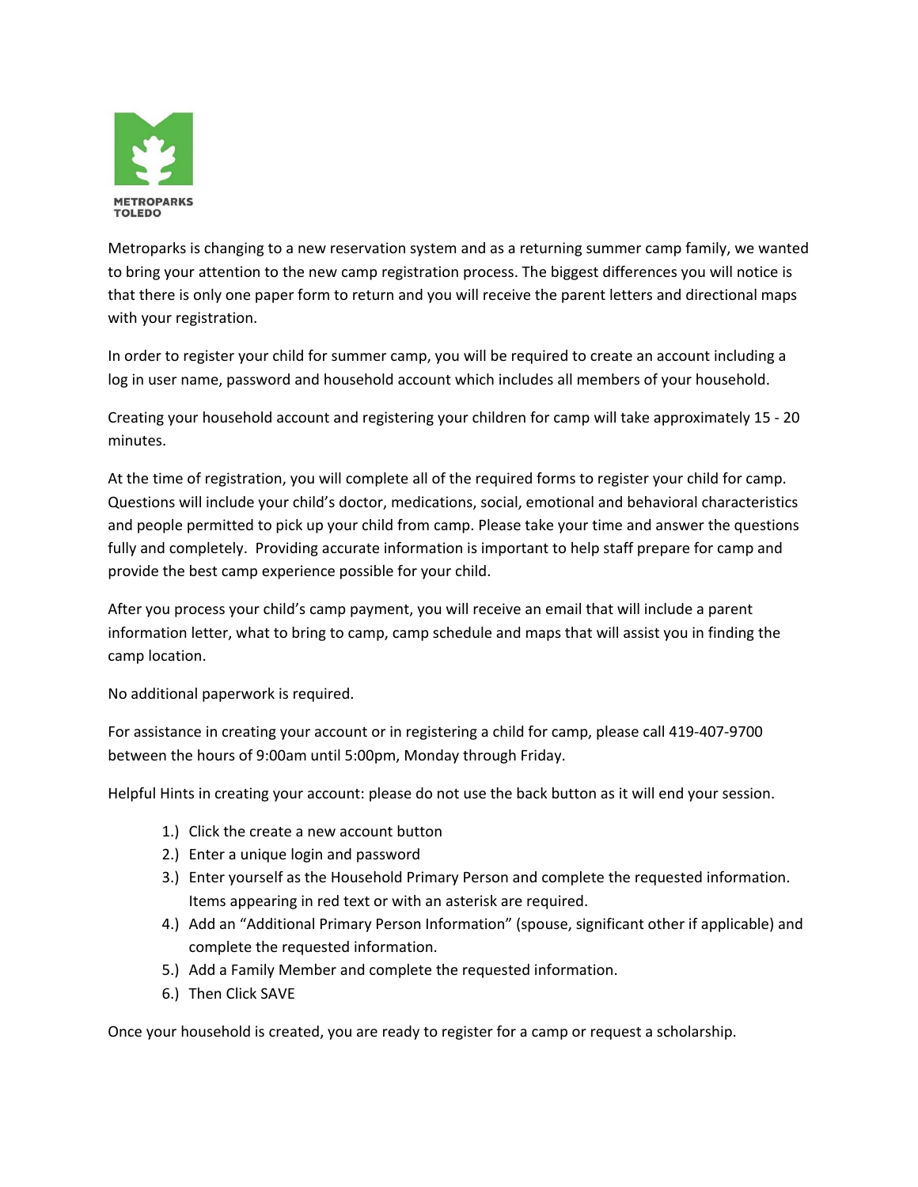METROPARKS TOLEDO

Metroparks is changing to a new reservation system and as a returning summer camp family, we wanted to bring your attention to the new camp registration process. The biggest differences you will notice is that there is only one paper form to return and you will receive the parent letters and directional maps with your registration.

In order to register your child for summer camp, you will be required to create an account including a log in user name, password and household account which includes all members of your household.

Creating your household account and registering your children for camp will take approximately 15 - 20 minutes.

At the time of registration, you will complete all of the required forms to register your child for camp. Questions will include your child's doctor, medications, social, emotional and behavioral characteristics and people permitted to pick up your child from camp. Please take your time and answer the questions fully and completely. Providing accurate information is important to help staff prepare for camp and provide the best camp experience possible for your child.

After you process your child's camp payment, you will receive an email that will include a parent information letter, what to bring to camp, camp schedule and maps that will assist you in finding the camp location.

No additional paperwork is required.

For assistance in creating your account or in registering a child for camp, please call 419-407-9700 between the hours of 9:00am until 5:00pm, Monday through Friday.

Helpful Hints in creating your account: please do not use the back button as it will end your session.

1.) Click the create a new account button
2.) Enter a unique login and password
3.) Enter yourself as the Household Primary Person and complete the requested information. Items appearing in red text or with an asterisk are required.
4.) Add an "Additional Primary Person Information" (spouse, significant other if applicable) and complete the requested information.
5.) Add a Family Member and complete the requested information.
6.) Then Click SAVE

Once your household is created, you are ready to register for a camp or request a scholarship.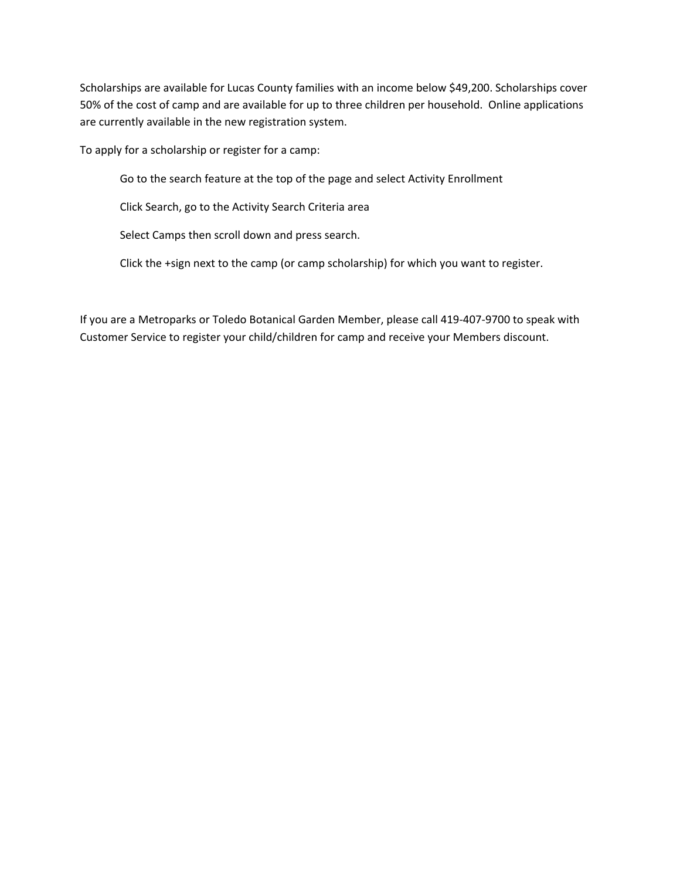Scholarships are available for Lucas County families with an income below $49,200. Scholarships cover 50% of the cost of camp and are available for up to three children per household. Online applications are currently available in the new registration system.

To apply for a scholarship or register for a camp:

> Go to the search feature at the top of the page and select Activity Enrollment
>
> Click Search, go to the Activity Search Criteria area
>
> Select Camps then scroll down and press search.
>
> Click the +sign next to the camp (or camp scholarship) for which you want to register.

If you are a Metroparks or Toledo Botanical Garden Member, please call 419-407-9700 to speak with Customer Service to register your child/children for camp and receive your Members discount.